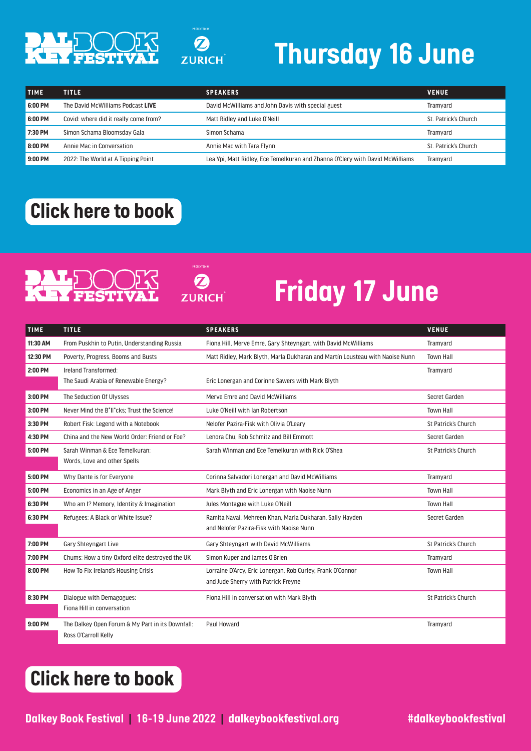DALKEY BOOK FESTIVAL

PRESENTED BY ZURICH

# Thursday 16 June

| TIME | TITLE | SPEAKERS | VENUE |
|---|---|---|---|
| 6:00 PM | The David McWilliams Podcast **LIVE** | David McWilliams and John Davis with special guest | Tramyard |
| 6:00 PM | Covid: where did it really come from? | Matt Ridley and Luke O'Neill | St. Patrick's Church |
| 7:30 PM | Simon Schama Bloomsday Gala | Simon Schama | Tramyard |
| 8:00 PM | Annie Mac in Conversation | Annie Mac with Tara Flynn | St. Patrick's Church |
| 9:00 PM | 2022: The World at A Tipping Point | Lea Ypi, Matt Ridley, Ece Temelkuran and Zhanna O'Clery with David McWilliams | Tramyard |

**Click here to book**

DALKEY BOOK FESTIVAL

PRESENTED BY ZURICH

# Friday 17 June

| TIME | TITLE | SPEAKERS | VENUE |
|---|---|---|---|
| 11:30 AM | From Puskhin to Putin, Understanding Russia | Fiona Hill, Merve Emre, Gary Shteyngart, with David McWilliams | Tramyard |
| 12:30 PM | Poverty, Progress, Booms and Busts | Matt Ridley, Mark Blyth, Marla Dukharan and Martin Lousteau with Naoise Nunn | Town Hall |
| 2:00 PM | Ireland Transformed: The Saudi Arabia of Renewable Energy? | Eric Lonergan and Corinne Sawers with Mark Blyth | Tramyard |
| 3:00 PM | The Seduction Of Ulysses | Merve Emre and David McWilliams | Secret Garden |
| 3:00 PM | Never Mind the B*ll*cks; Trust the Science! | Luke O'Neill with Ian Robertson | Town Hall |
| 3:30 PM | Robert Fisk: Legend with a Notebook | Nelofer Pazira-Fisk with Olivia O'Leary | St Patrick's Church |
| 4:30 PM | China and the New World Order: Friend or Foe? | Lenora Chu, Rob Schmitz and Bill Emmott | Secret Garden |
| 5:00 PM | Sarah Winman & Ece Temelkuran: Words, Love and other Spells | Sarah Winman and Ece Temelkuran with Rick O'Shea | St Patrick's Church |
| 5:00 PM | Why Dante is for Everyone | Corinna Salvadori Lonergan and David McWilliams | Tramyard |
| 5:00 PM | Economics in an Age of Anger | Mark Blyth and Eric Lonergan with Naoise Nunn | Town Hall |
| 6:30 PM | Who am I? Memory, Identity & Imagination | Jules Montague with Luke O'Neill | Town Hall |
| 6:30 PM | Refugees: A Black or White Issue? | Ramita Navai, Mehreen Khan, Marla Dukharan, Sally Hayden and Nelofer Pazira-Fisk with Naoise Nunn | Secret Garden |
| 7:00 PM | Gary Shteyngart Live | Gary Shteyngart with David McWilliams | St Patrick's Church |
| 7:00 PM | Chums: How a tiny Oxford elite destroyed the UK | Simon Kuper and James O'Brien | Tramyard |
| 8:00 PM | How To Fix Ireland's Housing Crisis | Lorraine D'Arcy, Eric Lonergan, Rob Curley, Frank O'Connor and Jude Sherry with Patrick Freyne | Town Hall |
| 8:30 PM | Dialogue with Demagogues: Fiona Hill in conversation | Fiona Hill in conversation with Mark Blyth | St Patrick's Church |
| 9:00 PM | The Dalkey Open Forum & My Part in its Downfall: Ross O'Carroll Kelly | Paul Howard | Tramyard |

**Click here to book**

**Dalkey Book Festival | 16-19 June 2022 | dalkeybookfestival.org** **#dalkeybookfestival**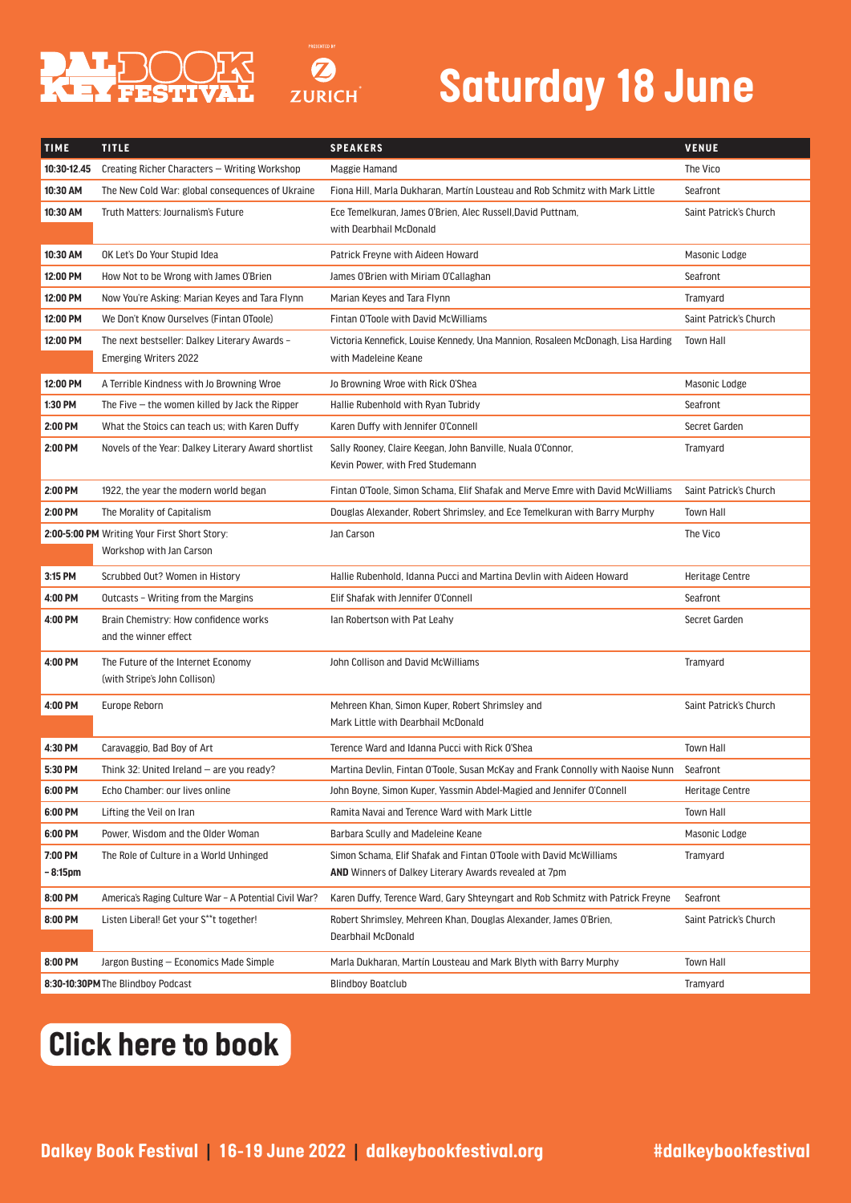# Saturday 18 June

Dalkey Book Festival presented by Zurich

| TIME | TITLE | SPEAKERS | VENUE |
|---|---|---|---|
| 10:30-12.45 | Creating Richer Characters – Writing Workshop | Maggie Hamand | The Vico |
| 10:30 AM | The New Cold War: global consequences of Ukraine | Fiona Hill, Marla Dukharan, Martin Lousteau and Rob Schmitz with Mark Little | Seafront |
| 10:30 AM | Truth Matters: Journalism's Future | Ece Temelkuran, James O'Brien, Alec Russell,David Puttnam, with Dearbhail McDonald | Saint Patrick's Church |
| 10:30 AM | OK Let's Do Your Stupid Idea | Patrick Freyne with Aideen Howard | Masonic Lodge |
| 12:00 PM | How Not to be Wrong with James O'Brien | James O'Brien with Miriam O'Callaghan | Seafront |
| 12:00 PM | Now You're Asking: Marian Keyes and Tara Flynn | Marian Keyes and Tara Flynn | Tramyard |
| 12:00 PM | We Don't Know Ourselves (Fintan OToole) | Fintan O'Toole with David McWilliams | Saint Patrick's Church |
| 12:00 PM | The next bestseller: Dalkey Literary Awards - Emerging Writers 2022 | Victoria Kennefick, Louise Kennedy, Una Mannion, Rosaleen McDonagh, Lisa Harding with Madeleine Keane | Town Hall |
| 12:00 PM | A Terrible Kindness with Jo Browning Wroe | Jo Browning Wroe with Rick O'Shea | Masonic Lodge |
| 1:30 PM | The Five – the women killed by Jack the Ripper | Hallie Rubenhold with Ryan Tubridy | Seafront |
| 2:00 PM | What the Stoics can teach us; with Karen Duffy | Karen Duffy with Jennifer O'Connell | Secret Garden |
| 2:00 PM | Novels of the Year: Dalkey Literary Award shortlist | Sally Rooney, Claire Keegan, John Banville, Nuala O'Connor, Kevin Power, with Fred Studemann | Tramyard |
| 2:00 PM | 1922, the year the modern world began | Fintan O'Toole, Simon Schama, Elif Shafak and Merve Emre with David McWilliams | Saint Patrick's Church |
| 2:00 PM | The Morality of Capitalism | Douglas Alexander, Robert Shrimsley, and Ece Temelkuran with Barry Murphy | Town Hall |
| 2:00-5:00 PM | Writing Your First Short Story: Workshop with Jan Carson | Jan Carson | The Vico |
| 3:15 PM | Scrubbed Out? Women in History | Hallie Rubenhold, Idanna Pucci and Martina Devlin with Aideen Howard | Heritage Centre |
| 4:00 PM | Outcasts - Writing from the Margins | Elif Shafak with Jennifer O'Connell | Seafront |
| 4:00 PM | Brain Chemistry: How confidence works and the winner effect | Ian Robertson with Pat Leahy | Secret Garden |
| 4:00 PM | The Future of the Internet Economy (with Stripe's John Collison) | John Collison and David McWilliams | Tramyard |
| 4:00 PM | Europe Reborn | Mehreen Khan, Simon Kuper, Robert Shrimsley and Mark Little with Dearbhail McDonald | Saint Patrick's Church |
| 4:30 PM | Caravaggio, Bad Boy of Art | Terence Ward and Idanna Pucci with Rick O'Shea | Town Hall |
| 5:30 PM | Think 32: United Ireland – are you ready? | Martina Devlin, Fintan O'Toole, Susan McKay and Frank Connolly with Naoise Nunn | Seafront |
| 6:00 PM | Echo Chamber: our lives online | John Boyne, Simon Kuper, Yassmin Abdel-Magied and Jennifer O'Connell | Heritage Centre |
| 6:00 PM | Lifting the Veil on Iran | Ramita Navai and Terence Ward with Mark Little | Town Hall |
| 6:00 PM | Power, Wisdom and the Older Woman | Barbara Scully and Madeleine Keane | Masonic Lodge |
| 7:00 PM – 8:15pm | The Role of Culture in a World Unhinged | Simon Schama, Elif Shafak and Fintan O'Toole with David McWilliams **AND** Winners of Dalkey Literary Awards revealed at 7pm | Tramyard |
| 8:00 PM | America's Raging Culture War - A Potential Civil War? | Karen Duffy, Terence Ward, Gary Shteyngart and Rob Schmitz with Patrick Freyne | Seafront |
| 8:00 PM | Listen Liberal! Get your S**t together! | Robert Shrimsley, Mehreen Khan, Douglas Alexander, James O'Brien, Dearbhail McDonald | Saint Patrick's Church |
| 8:00 PM | Jargon Busting – Economics Made Simple | Marla Dukharan, Martin Lousteau and Mark Blyth with Barry Murphy | Town Hall |
| 8:30-10:30PM | The Blindboy Podcast | Blindboy Boatclub | Tramyard |

**Click here to book**

**Dalkey Book Festival | 16-19 June 2022 | dalkeybookfestival.org** **#dalkeybookfestival**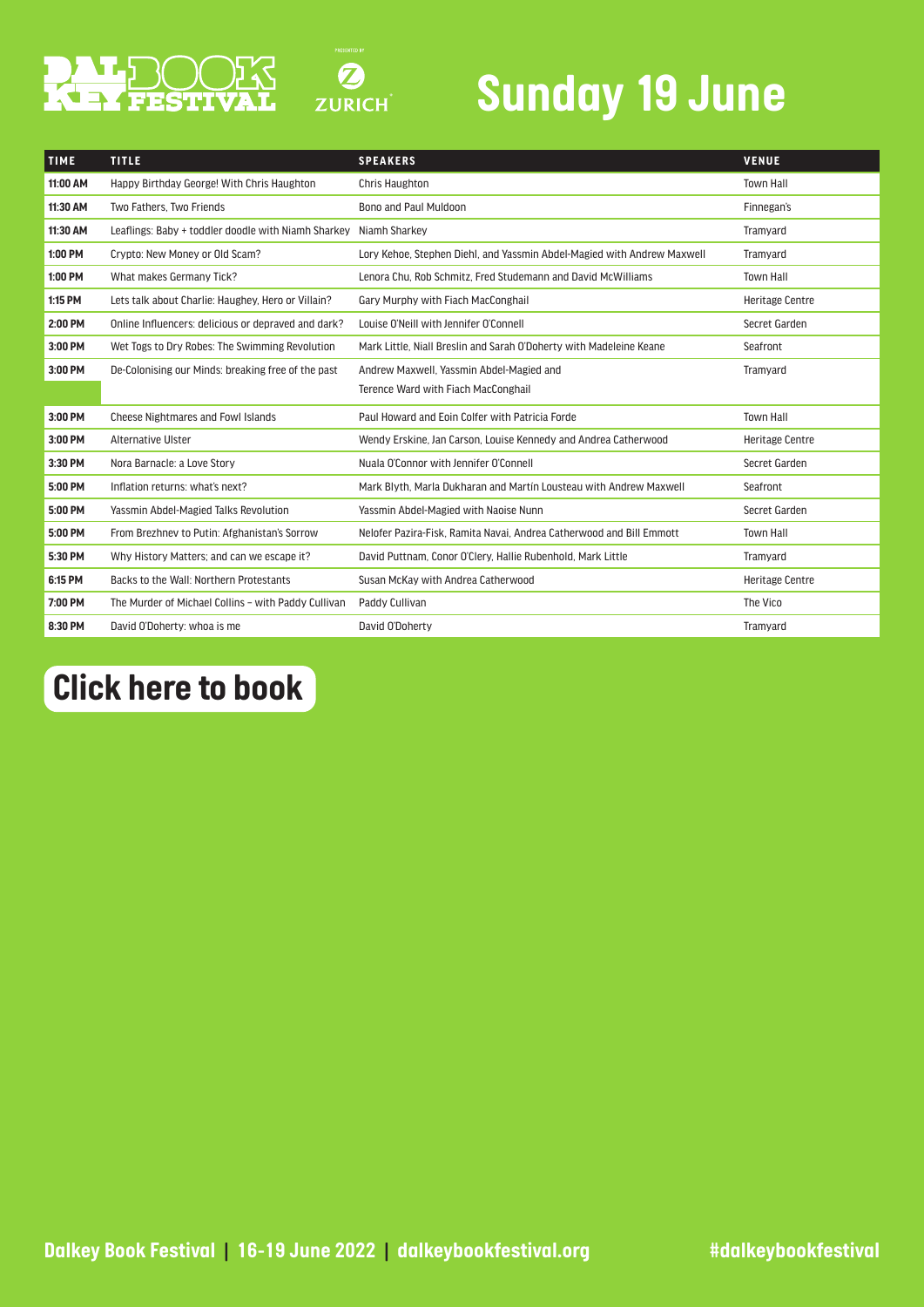# Sunday 19 June

| TIME | TITLE | SPEAKERS | VENUE |
|---|---|---|---|
| 11:00 AM | Happy Birthday George! With Chris Haughton | Chris Haughton | Town Hall |
| 11:30 AM | Two Fathers, Two Friends | Bono and Paul Muldoon | Finnegan's |
| 11:30 AM | Leaflings: Baby + toddler doodle with Niamh Sharkey | Niamh Sharkey | Tramyard |
| 1:00 PM | Crypto: New Money or Old Scam? | Lory Kehoe, Stephen Diehl, and Yassmin Abdel-Magied with Andrew Maxwell | Tramyard |
| 1:00 PM | What makes Germany Tick? | Lenora Chu, Rob Schmitz, Fred Studemann and David McWilliams | Town Hall |
| 1:15 PM | Lets talk about Charlie: Haughey, Hero or Villain? | Gary Murphy with Fiach MacConghail | Heritage Centre |
| 2:00 PM | Online Influencers: delicious or depraved and dark? | Louise O'Neill with Jennifer O'Connell | Secret Garden |
| 3:00 PM | Wet Togs to Dry Robes: The Swimming Revolution | Mark Little, Niall Breslin and Sarah O'Doherty with Madeleine Keane | Seafront |
| 3:00 PM | De-Colonising our Minds: breaking free of the past | Andrew Maxwell, Yassmin Abdel-Magied and Terence Ward with Fiach MacConghail | Tramyard |
| 3:00 PM | Cheese Nightmares and Fowl Islands | Paul Howard and Eoin Colfer with Patricia Forde | Town Hall |
| 3:00 PM | Alternative Ulster | Wendy Erskine, Jan Carson, Louise Kennedy and Andrea Catherwood | Heritage Centre |
| 3:30 PM | Nora Barnacle: a Love Story | Nuala O'Connor with Jennifer O'Connell | Secret Garden |
| 5:00 PM | Inflation returns: what's next? | Mark Blyth, Marla Dukharan and Martin Lousteau with Andrew Maxwell | Seafront |
| 5:00 PM | Yassmin Abdel-Magied Talks Revolution | Yassmin Abdel-Magied with Naoise Nunn | Secret Garden |
| 5:00 PM | From Brezhnev to Putin: Afghanistan's Sorrow | Nelofer Pazira-Fisk, Ramita Navai, Andrea Catherwood and Bill Emmott | Town Hall |
| 5:30 PM | Why History Matters; and can we escape it? | David Puttnam, Conor O'Clery, Hallie Rubenhold, Mark Little | Tramyard |
| 6:15 PM | Backs to the Wall: Northern Protestants | Susan McKay with Andrea Catherwood | Heritage Centre |
| 7:00 PM | The Murder of Michael Collins – with Paddy Cullivan | Paddy Cullivan | The Vico |
| 8:30 PM | David O'Doherty: whoa is me | David O'Doherty | Tramyard |

**Click here to book**